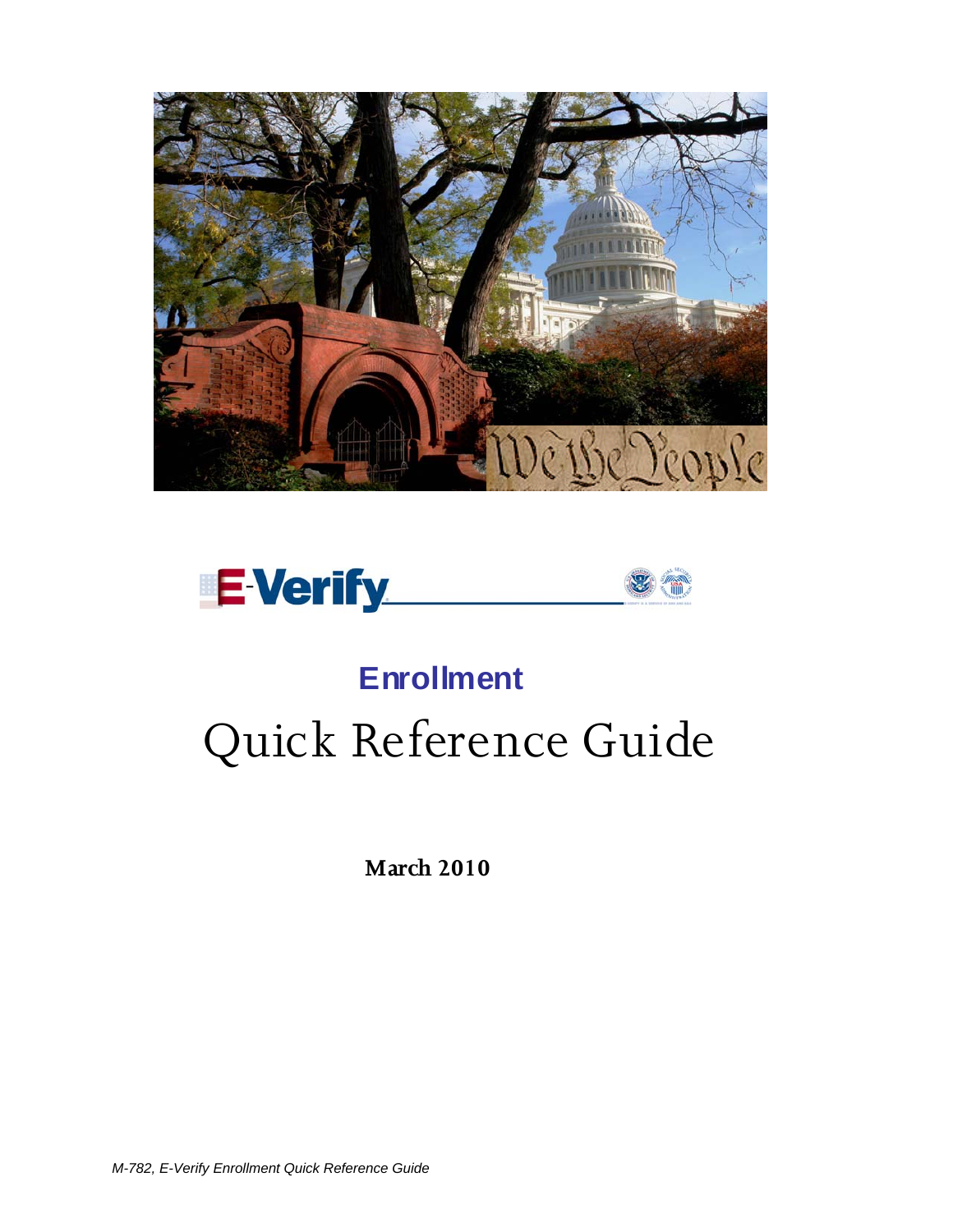E-Verify

# Enrollment

# Quick Reference Guide

**March 2010**

*M-782, E-Verify Enrollment Quick Reference Guide*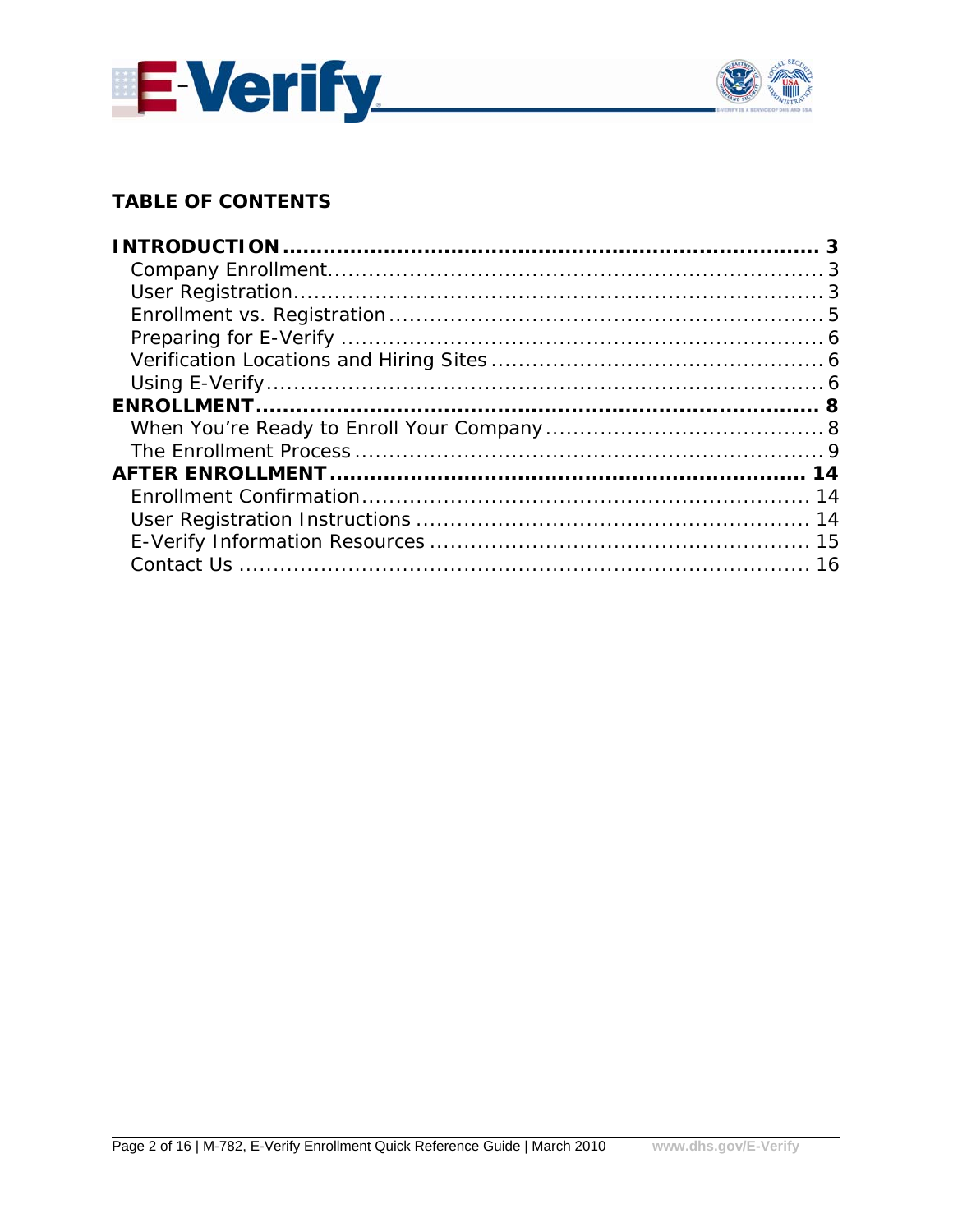## TABLE OF CONTENTS

**INTRODUCTION .................................................................................. 3**
- Company Enrollment........................................................................ 3
- User Registration............................................................................ 3
- Enrollment vs. Registration ............................................................... 5
- Preparing for E-Verify ...................................................................... 6
- Verification Locations and Hiring Sites ................................................ 6
- Using E-Verify................................................................................. 6

**ENROLLMENT ..................................................................................... 8**
- When You're Ready to Enroll Your Company ........................................ 8
- The Enrollment Process .................................................................... 9

**AFTER ENROLLMENT ........................................................................ 14**
- Enrollment Confirmation................................................................. 14
- User Registration Instructions .......................................................... 14
- E-Verify Information Resources ....................................................... 15
- Contact Us .................................................................................... 16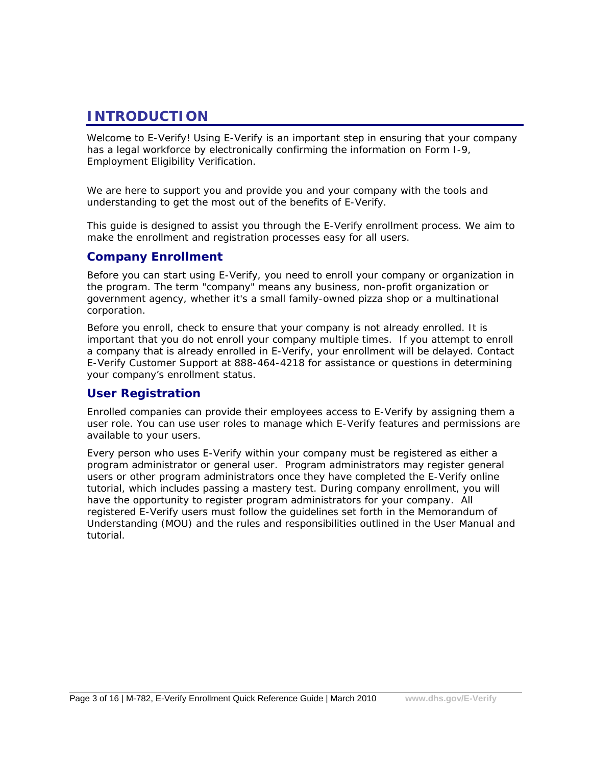# INTRODUCTION

Welcome to E-Verify! Using E-Verify is an important step in ensuring that your company has a legal workforce by electronically confirming the information on Form I-9, Employment Eligibility Verification.

We are here to support you and provide you and your company with the tools and understanding to get the most out of the benefits of E-Verify.

This guide is designed to assist you through the E-Verify enrollment process. We aim to make the enrollment and registration processes easy for all users.

## Company Enrollment

Before you can start using E-Verify, you need to enroll your company or organization in the program. The term "company" means any business, non-profit organization or government agency, whether it's a small family-owned pizza shop or a multinational corporation.

Before you enroll, check to ensure that your company is not already enrolled. It is important that you do not enroll your company multiple times. If you attempt to enroll a company that is already enrolled in E-Verify, your enrollment will be delayed. Contact E-Verify Customer Support at 888-464-4218 for assistance or questions in determining your company's enrollment status.

## User Registration

Enrolled companies can provide their employees access to E-Verify by assigning them a user role. You can use user roles to manage which E-Verify features and permissions are available to your users.

Every person who uses E-Verify within your company must be registered as either a program administrator or general user. Program administrators may register general users or other program administrators once they have completed the E-Verify online tutorial, which includes passing a mastery test. During company enrollment, you will have the opportunity to register program administrators for your company. All registered E-Verify users must follow the guidelines set forth in the Memorandum of Understanding (MOU) and the rules and responsibilities outlined in the User Manual and tutorial.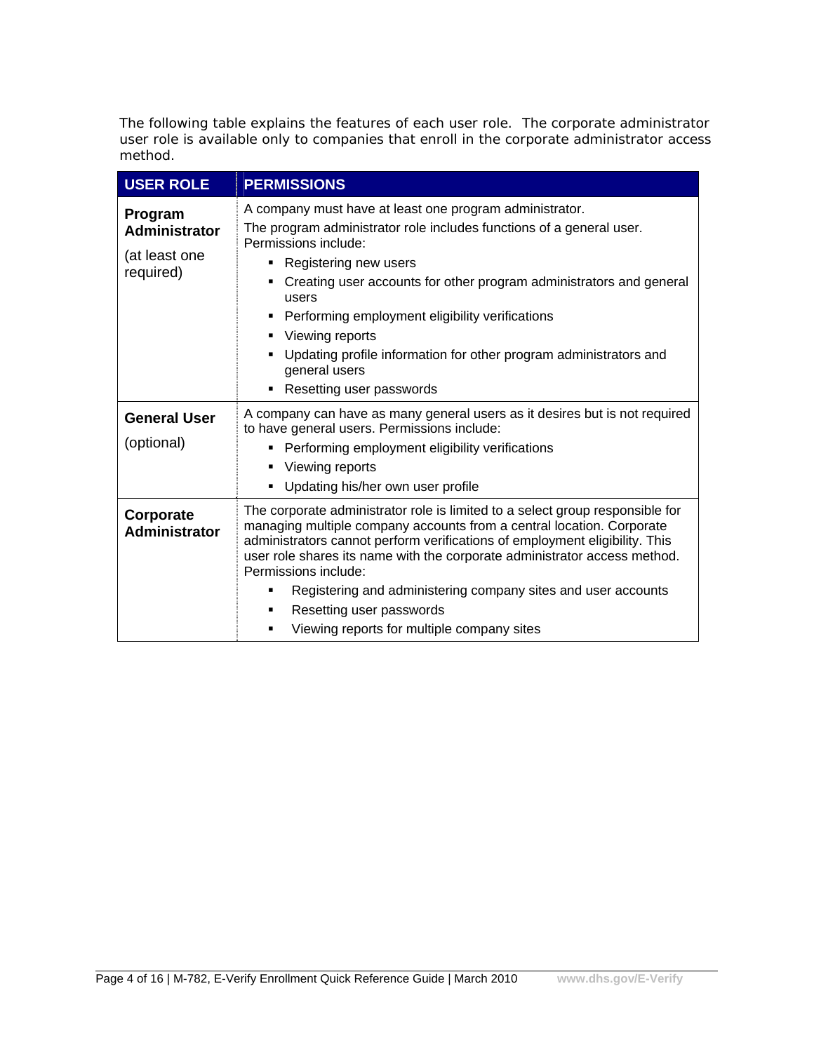The following table explains the features of each user role. The corporate administrator user role is available only to companies that enroll in the corporate administrator access method.

| USER ROLE | PERMISSIONS |
| --- | --- |
| **Program Administrator**<br>(at least one required) | A company must have at least one program administrator.<br>The program administrator role includes functions of a general user. Permissions include:<br>▪ Registering new users<br>▪ Creating user accounts for other program administrators and general users<br>▪ Performing employment eligibility verifications<br>▪ Viewing reports<br>▪ Updating profile information for other program administrators and general users<br>▪ Resetting user passwords |
| **General User**<br>(optional) | A company can have as many general users as it desires but is not required to have general users. Permissions include:<br>▪ Performing employment eligibility verifications<br>▪ Viewing reports<br>▪ Updating his/her own user profile |
| **Corporate Administrator** | The corporate administrator role is limited to a select group responsible for managing multiple company accounts from a central location. Corporate administrators cannot perform verifications of employment eligibility. This user role shares its name with the corporate administrator access method. Permissions include:<br>▪ Registering and administering company sites and user accounts<br>▪ Resetting user passwords<br>▪ Viewing reports for multiple company sites |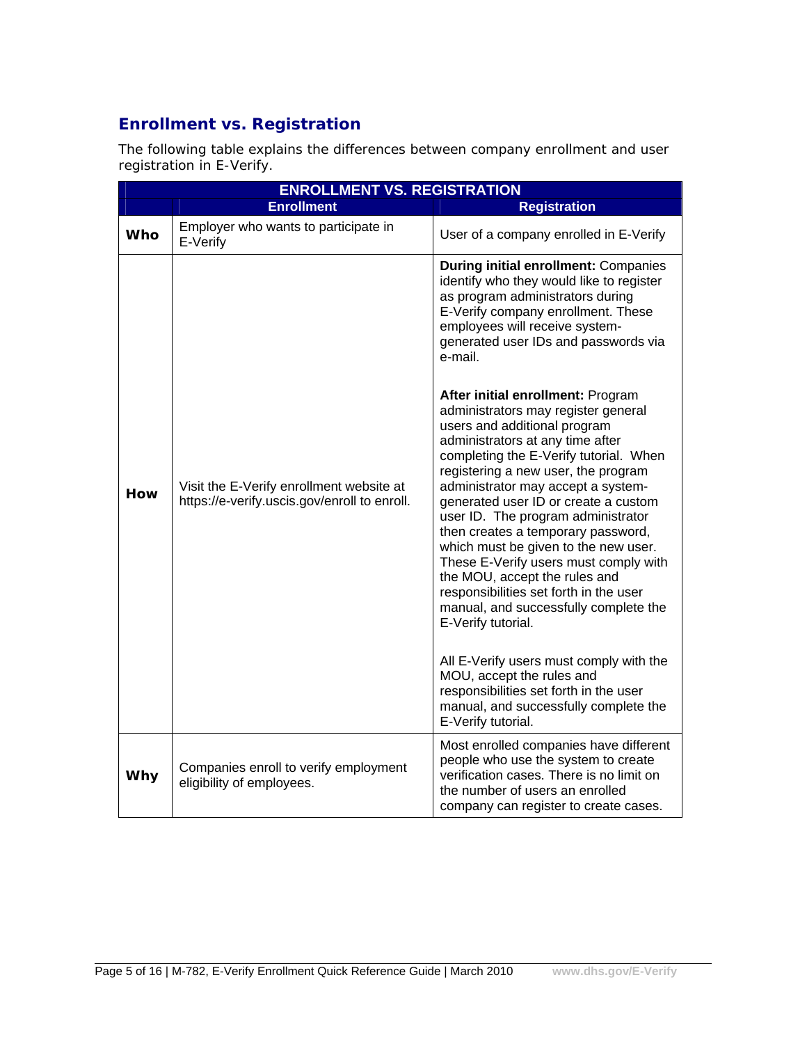## Enrollment vs. Registration

The following table explains the differences between company enrollment and user registration in E-Verify.

| ENROLLMENT VS. REGISTRATION | | |
|---|---|---|
| | **Enrollment** | **Registration** |
| **Who** | Employer who wants to participate in E-Verify | User of a company enrolled in E-Verify |
| **How** | Visit the E-Verify enrollment website at https://e-verify.uscis.gov/enroll to enroll. | **During initial enrollment:** Companies identify who they would like to register as program administrators during E-Verify company enrollment. These employees will receive system-generated user IDs and passwords via e-mail.<br><br>**After initial enrollment:** Program administrators may register general users and additional program administrators at any time after completing the E-Verify tutorial. When registering a new user, the program administrator may accept a system-generated user ID or create a custom user ID. The program administrator then creates a temporary password, which must be given to the new user. These E-Verify users must comply with the MOU, accept the rules and responsibilities set forth in the user manual, and successfully complete the E-Verify tutorial.<br><br>All E-Verify users must comply with the MOU, accept the rules and responsibilities set forth in the user manual, and successfully complete the E-Verify tutorial. |
| **Why** | Companies enroll to verify employment eligibility of employees. | Most enrolled companies have different people who use the system to create verification cases. There is no limit on the number of users an enrolled company can register to create cases. |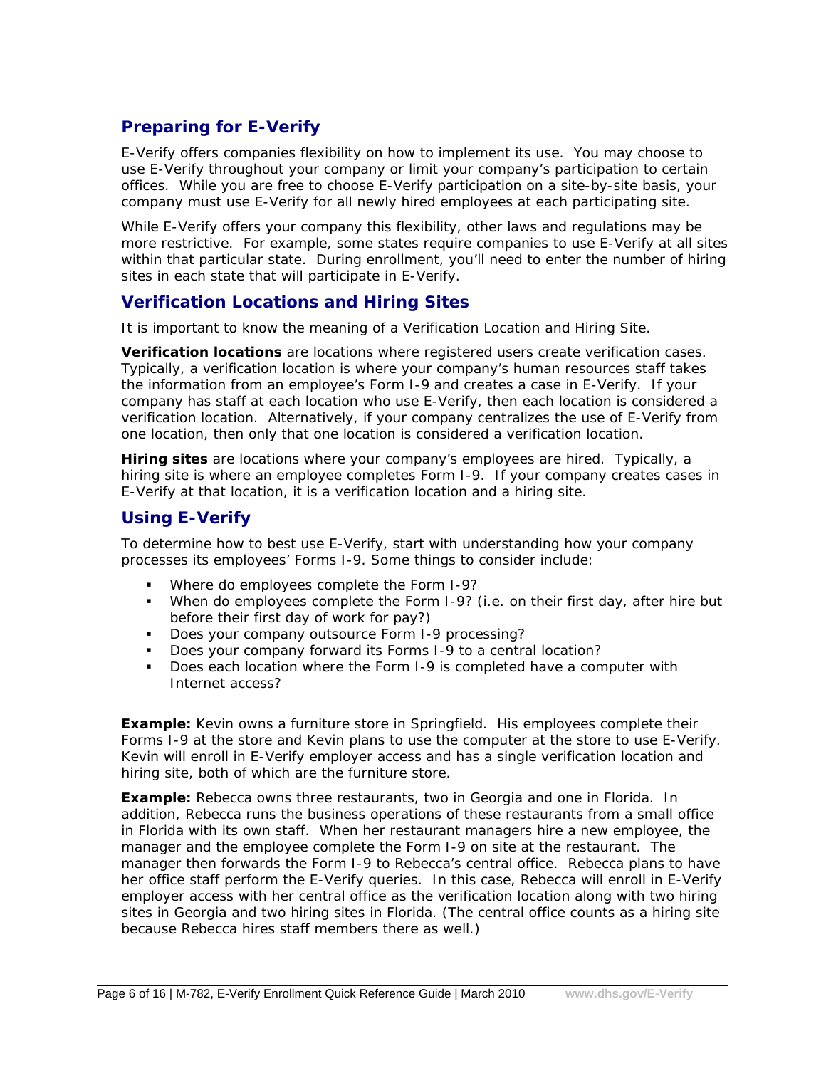## Preparing for E-Verify

E-Verify offers companies flexibility on how to implement its use. You may choose to use E-Verify throughout your company or limit your company's participation to certain offices. While you are free to choose E-Verify participation on a site-by-site basis, your company must use E-Verify for all newly hired employees at each participating site.

While E-Verify offers your company this flexibility, other laws and regulations may be more restrictive. For example, some states require companies to use E-Verify at all sites within that particular state. During enrollment, you'll need to enter the number of hiring sites in each state that will participate in E-Verify.

## Verification Locations and Hiring Sites

It is important to know the meaning of a Verification Location and Hiring Site.

**Verification locations** are locations where registered users create verification cases. Typically, a verification location is where your company's human resources staff takes the information from an employee's Form I-9 and creates a case in E-Verify. If your company has staff at each location who use E-Verify, then each location is considered a verification location. Alternatively, if your company centralizes the use of E-Verify from one location, then only that one location is considered a verification location.

**Hiring sites** are locations where your company's employees are hired. Typically, a hiring site is where an employee completes Form I-9. If your company creates cases in E-Verify at that location, it is a verification location and a hiring site.

## Using E-Verify

To determine how to best use E-Verify, start with understanding how your company processes its employees' Forms I-9. Some things to consider include:

- Where do employees complete the Form I-9?
- When do employees complete the Form I-9? (i.e. on their first day, after hire but before their first day of work for pay?)
- Does your company outsource Form I-9 processing?
- Does your company forward its Forms I-9 to a central location?
- Does each location where the Form I-9 is completed have a computer with Internet access?

**Example:** Kevin owns a furniture store in Springfield. His employees complete their Forms I-9 at the store and Kevin plans to use the computer at the store to use E-Verify. Kevin will enroll in E-Verify employer access and has a single verification location and hiring site, both of which are the furniture store.

**Example:** Rebecca owns three restaurants, two in Georgia and one in Florida. In addition, Rebecca runs the business operations of these restaurants from a small office in Florida with its own staff. When her restaurant managers hire a new employee, the manager and the employee complete the Form I-9 on site at the restaurant. The manager then forwards the Form I-9 to Rebecca's central office. Rebecca plans to have her office staff perform the E-Verify queries. In this case, Rebecca will enroll in E-Verify employer access with her central office as the verification location along with two hiring sites in Georgia and two hiring sites in Florida. (The central office counts as a hiring site because Rebecca hires staff members there as well.)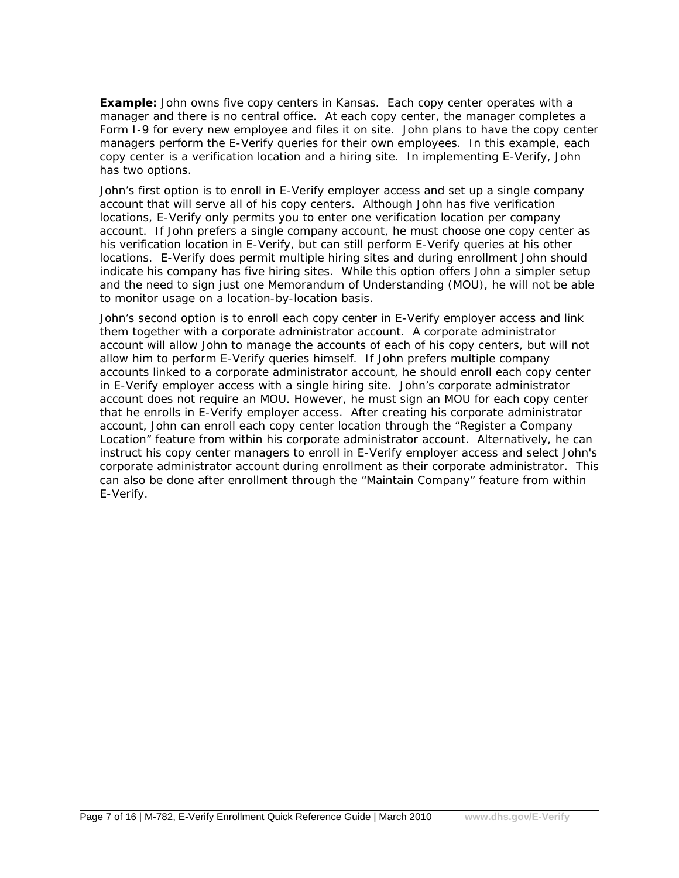**Example:** John owns five copy centers in Kansas. Each copy center operates with a manager and there is no central office. At each copy center, the manager completes a Form I-9 for every new employee and files it on site. John plans to have the copy center managers perform the E-Verify queries for their own employees. In this example, each copy center is a verification location and a hiring site. In implementing E-Verify, John has two options.

John's first option is to enroll in E-Verify employer access and set up a single company account that will serve all of his copy centers. Although John has five verification locations, E-Verify only permits you to enter one verification location per company account. If John prefers a single company account, he must choose one copy center as his verification location in E-Verify, but can still perform E-Verify queries at his other locations. E-Verify does permit multiple hiring sites and during enrollment John should indicate his company has five hiring sites. While this option offers John a simpler setup and the need to sign just one Memorandum of Understanding (MOU), he will not be able to monitor usage on a location-by-location basis.

John's second option is to enroll each copy center in E-Verify employer access and link them together with a corporate administrator account. A corporate administrator account will allow John to manage the accounts of each of his copy centers, but will not allow him to perform E-Verify queries himself. If John prefers multiple company accounts linked to a corporate administrator account, he should enroll each copy center in E-Verify employer access with a single hiring site. John's corporate administrator account does not require an MOU. However, he must sign an MOU for each copy center that he enrolls in E-Verify employer access. After creating his corporate administrator account, John can enroll each copy center location through the "Register a Company Location" feature from within his corporate administrator account. Alternatively, he can instruct his copy center managers to enroll in E-Verify employer access and select John's corporate administrator account during enrollment as their corporate administrator. This can also be done after enrollment through the "Maintain Company" feature from within E-Verify.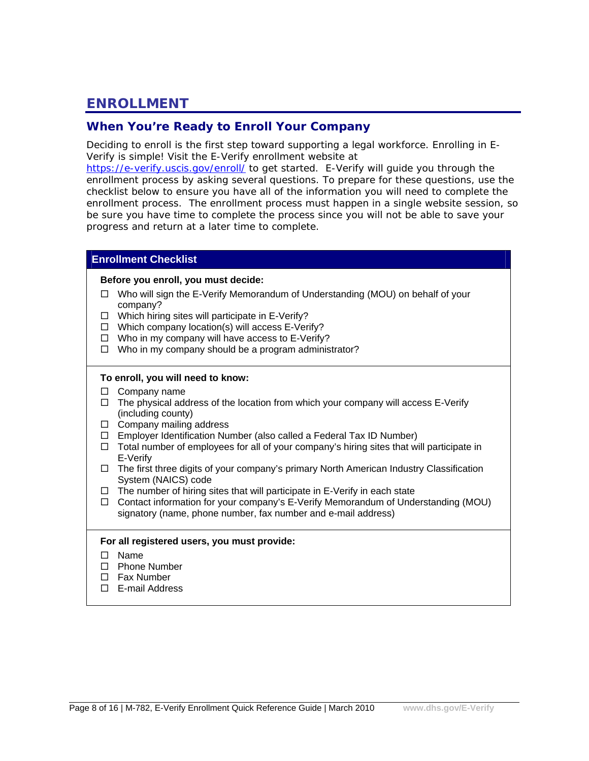# ENROLLMENT

## When You're Ready to Enroll Your Company

Deciding to enroll is the first step toward supporting a legal workforce. Enrolling in E-Verify is simple! Visit the E-Verify enrollment website at https://e-verify.uscis.gov/enroll/ to get started. E-Verify will guide you through the enrollment process by asking several questions. To prepare for these questions, use the checklist below to ensure you have all of the information you will need to complete the enrollment process. The enrollment process must happen in a single website session, so be sure you have time to complete the process since you will not be able to save your progress and return at a later time to complete.

### Enrollment Checklist

**Before you enroll, you must decide:**

- ☐ Who will sign the E-Verify Memorandum of Understanding (MOU) on behalf of your company?
- ☐ Which hiring sites will participate in E-Verify?
- ☐ Which company location(s) will access E-Verify?
- ☐ Who in my company will have access to E-Verify?
- ☐ Who in my company should be a program administrator?

**To enroll, you will need to know:**

- ☐ Company name
- ☐ The physical address of the location from which your company will access E-Verify (including county)
- ☐ Company mailing address
- ☐ Employer Identification Number (also called a Federal Tax ID Number)
- ☐ Total number of employees for all of your company's hiring sites that will participate in E-Verify
- ☐ The first three digits of your company's primary North American Industry Classification System (NAICS) code
- ☐ The number of hiring sites that will participate in E-Verify in each state
- ☐ Contact information for your company's E-Verify Memorandum of Understanding (MOU) signatory (name, phone number, fax number and e-mail address)

**For all registered users, you must provide:**

- ☐ Name
- ☐ Phone Number
- ☐ Fax Number
- ☐ E-mail Address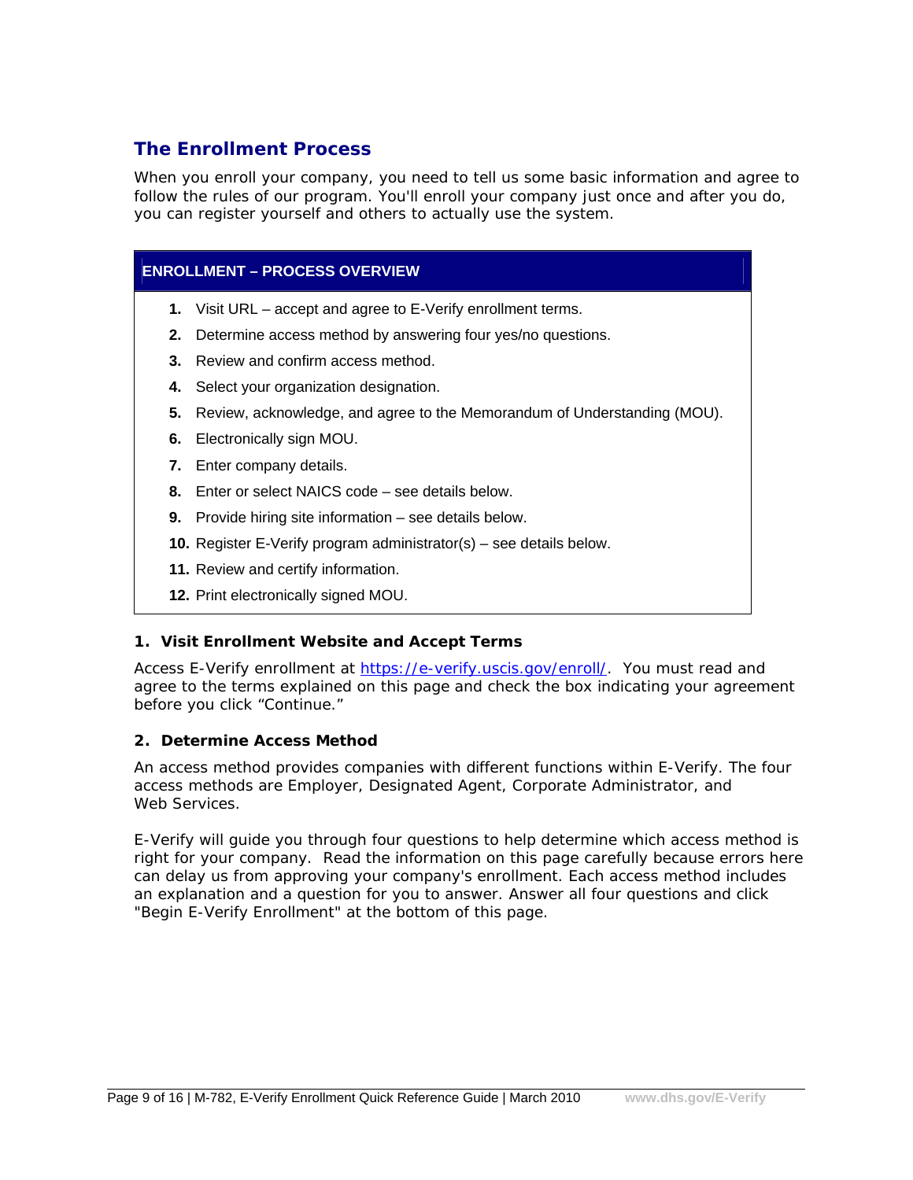## The Enrollment Process

When you enroll your company, you need to tell us some basic information and agree to follow the rules of our program. You'll enroll your company just once and after you do, you can register yourself and others to actually use the system.

| ENROLLMENT – PROCESS OVERVIEW |
| --- |
| 1. Visit URL – accept and agree to E-Verify enrollment terms. |
| 2. Determine access method by answering four yes/no questions. |
| 3. Review and confirm access method. |
| 4. Select your organization designation. |
| 5. Review, acknowledge, and agree to the Memorandum of Understanding (MOU). |
| 6. Electronically sign MOU. |
| 7. Enter company details. |
| 8. Enter or select NAICS code – see details below. |
| 9. Provide hiring site information – see details below. |
| 10. Register E-Verify program administrator(s) – see details below. |
| 11. Review and certify information. |
| 12. Print electronically signed MOU. |

**1. Visit Enrollment Website and Accept Terms**

Access E-Verify enrollment at https://e-verify.uscis.gov/enroll/. You must read and agree to the terms explained on this page and check the box indicating your agreement before you click "Continue."

**2. Determine Access Method**

An access method provides companies with different functions within E-Verify. The four access methods are Employer, Designated Agent, Corporate Administrator, and Web Services.

E-Verify will guide you through four questions to help determine which access method is right for your company. Read the information on this page carefully because errors here can delay us from approving your company's enrollment. Each access method includes an explanation and a question for you to answer. Answer all four questions and click "Begin E-Verify Enrollment" at the bottom of this page.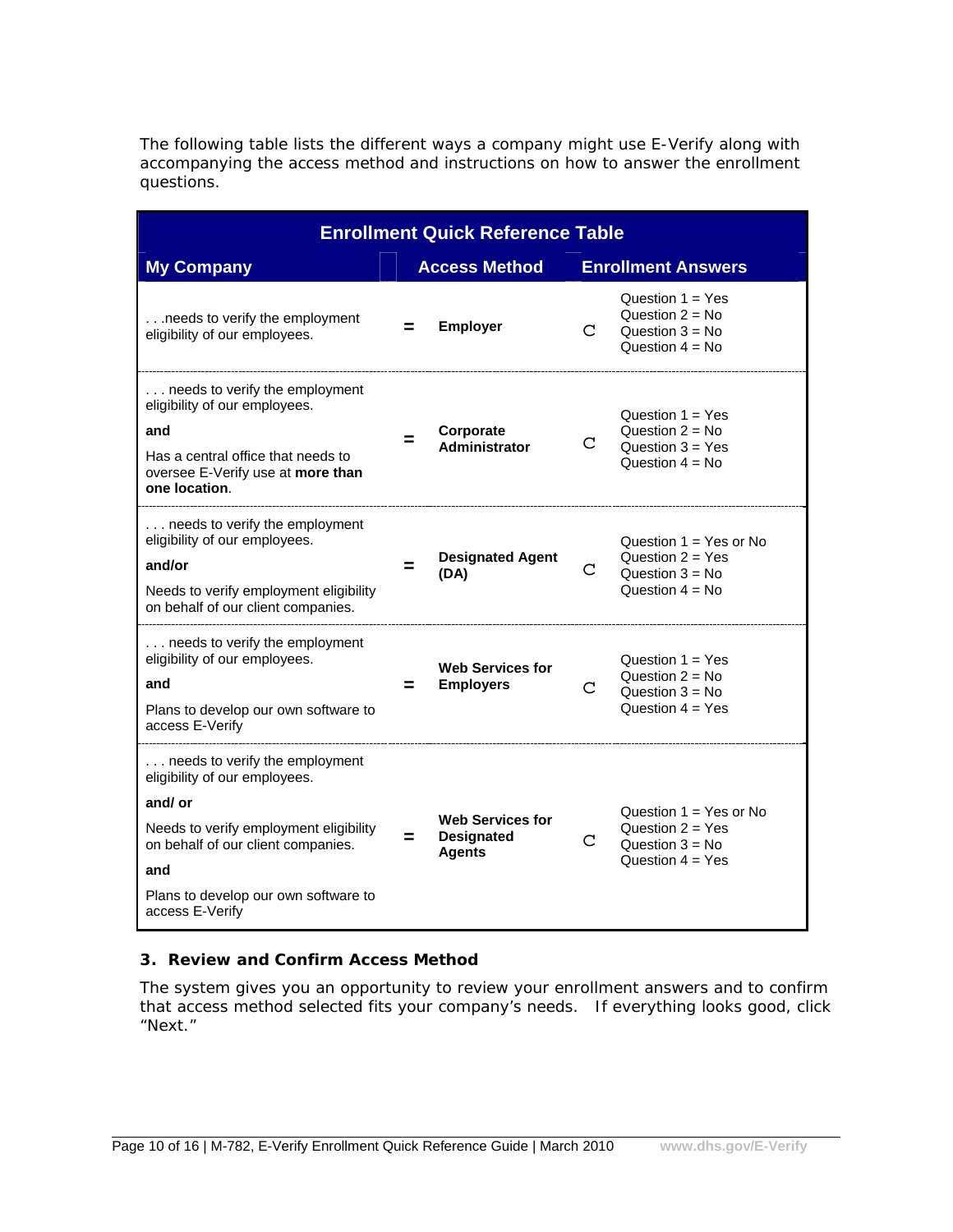The following table lists the different ways a company might use E-Verify along with accompanying the access method and instructions on how to answer the enrollment questions.

**Enrollment Quick Reference Table**

| My Company | | Access Method | | Enrollment Answers |
|---|---|---|---|---|
| . . .needs to verify the employment eligibility of our employees. | = | **Employer** | C | Question 1 = Yes<br>Question 2 = No<br>Question 3 = No<br>Question 4 = No |
| . . . needs to verify the employment eligibility of our employees.<br>**and**<br>Has a central office that needs to oversee E-Verify use at **more than one location**. | = | **Corporate Administrator** | C | Question 1 = Yes<br>Question 2 = No<br>Question 3 = Yes<br>Question 4 = No |
| . . . needs to verify the employment eligibility of our employees.<br>**and/or**<br>Needs to verify employment eligibility on behalf of our client companies. | = | **Designated Agent (DA)** | C | Question 1 = Yes or No<br>Question 2 = Yes<br>Question 3 = No<br>Question 4 = No |
| . . . needs to verify the employment eligibility of our employees.<br>**and**<br>Plans to develop our own software to access E-Verify | = | **Web Services for Employers** | C | Question 1 = Yes<br>Question 2 = No<br>Question 3 = No<br>Question 4 = Yes |
| . . . needs to verify the employment eligibility of our employees.<br>**and/ or**<br>Needs to verify employment eligibility on behalf of our client companies.<br>**and**<br>Plans to develop our own software to access E-Verify | = | **Web Services for Designated Agents** | C | Question 1 = Yes or No<br>Question 2 = Yes<br>Question 3 = No<br>Question 4 = Yes |

**3. Review and Confirm Access Method**

The system gives you an opportunity to review your enrollment answers and to confirm that access method selected fits your company's needs. If everything looks good, click "Next."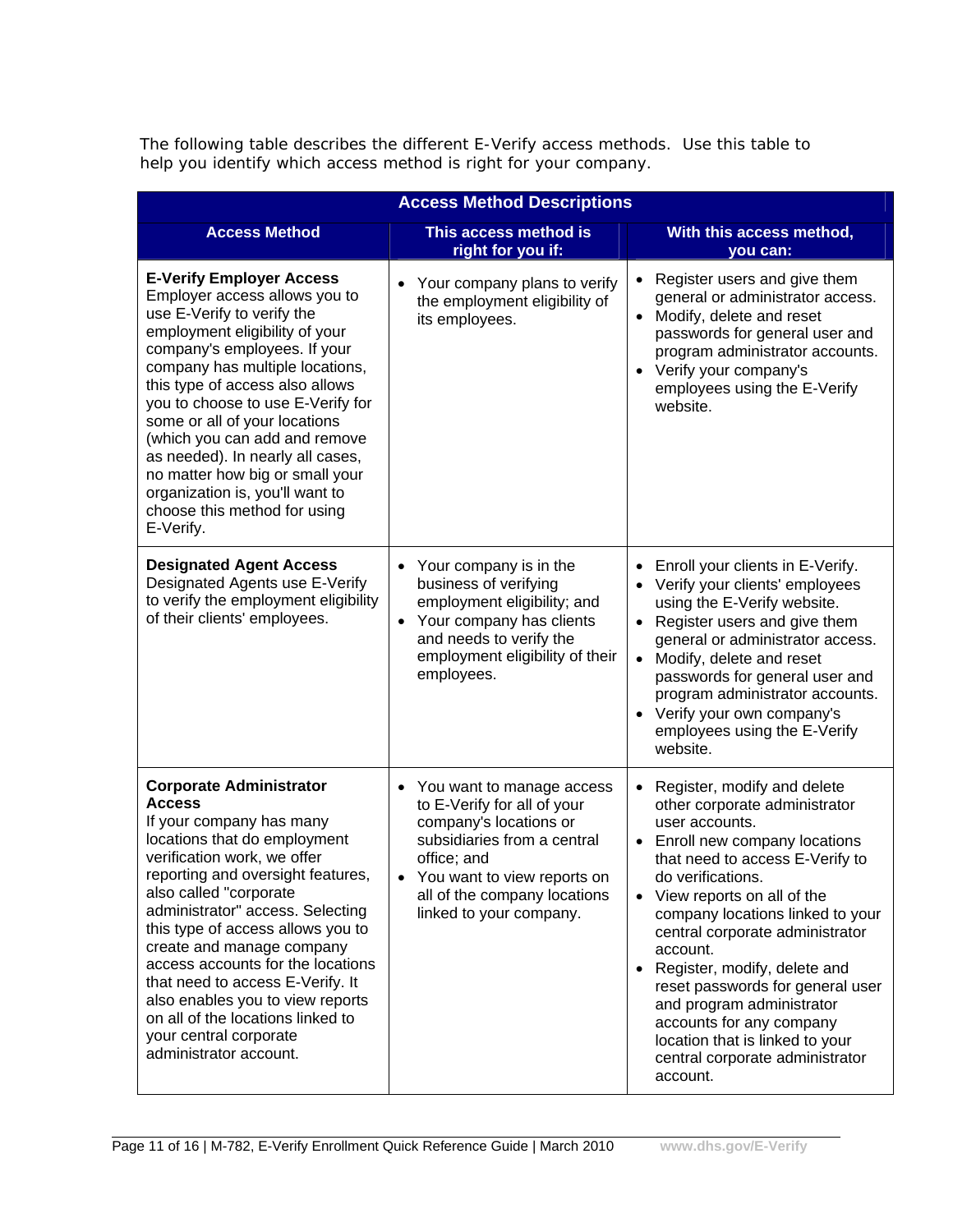The following table describes the different E-Verify access methods. Use this table to help you identify which access method is right for your company.

| Access Method Descriptions | | |
|---|---|---|
| **Access Method** | **This access method is right for you if:** | **With this access method, you can:** |
| **E-Verify Employer Access** Employer access allows you to use E-Verify to verify the employment eligibility of your company's employees. If your company has multiple locations, this type of access also allows you to choose to use E-Verify for some or all of your locations (which you can add and remove as needed). In nearly all cases, no matter how big or small your organization is, you'll want to choose this method for using E-Verify. | • Your company plans to verify the employment eligibility of its employees. | • Register users and give them general or administrator access. • Modify, delete and reset passwords for general user and program administrator accounts. • Verify your company's employees using the E-Verify website. |
| **Designated Agent Access** Designated Agents use E-Verify to verify the employment eligibility of their clients' employees. | • Your company is in the business of verifying employment eligibility; and • Your company has clients and needs to verify the employment eligibility of their employees. | • Enroll your clients in E-Verify. • Verify your clients' employees using the E-Verify website. • Register users and give them general or administrator access. • Modify, delete and reset passwords for general user and program administrator accounts. • Verify your own company's employees using the E-Verify website. |
| **Corporate Administrator Access** If your company has many locations that do employment verification work, we offer reporting and oversight features, also called "corporate administrator" access. Selecting this type of access allows you to create and manage company access accounts for the locations that need to access E-Verify. It also enables you to view reports on all of the locations linked to your central corporate administrator account. | • You want to manage access to E-Verify for all of your company's locations or subsidiaries from a central office; and • You want to view reports on all of the company locations linked to your company. | • Register, modify and delete other corporate administrator user accounts. • Enroll new company locations that need to access E-Verify to do verifications. • View reports on all of the company locations linked to your central corporate administrator account. • Register, modify, delete and reset passwords for general user and program administrator accounts for any company location that is linked to your central corporate administrator account. |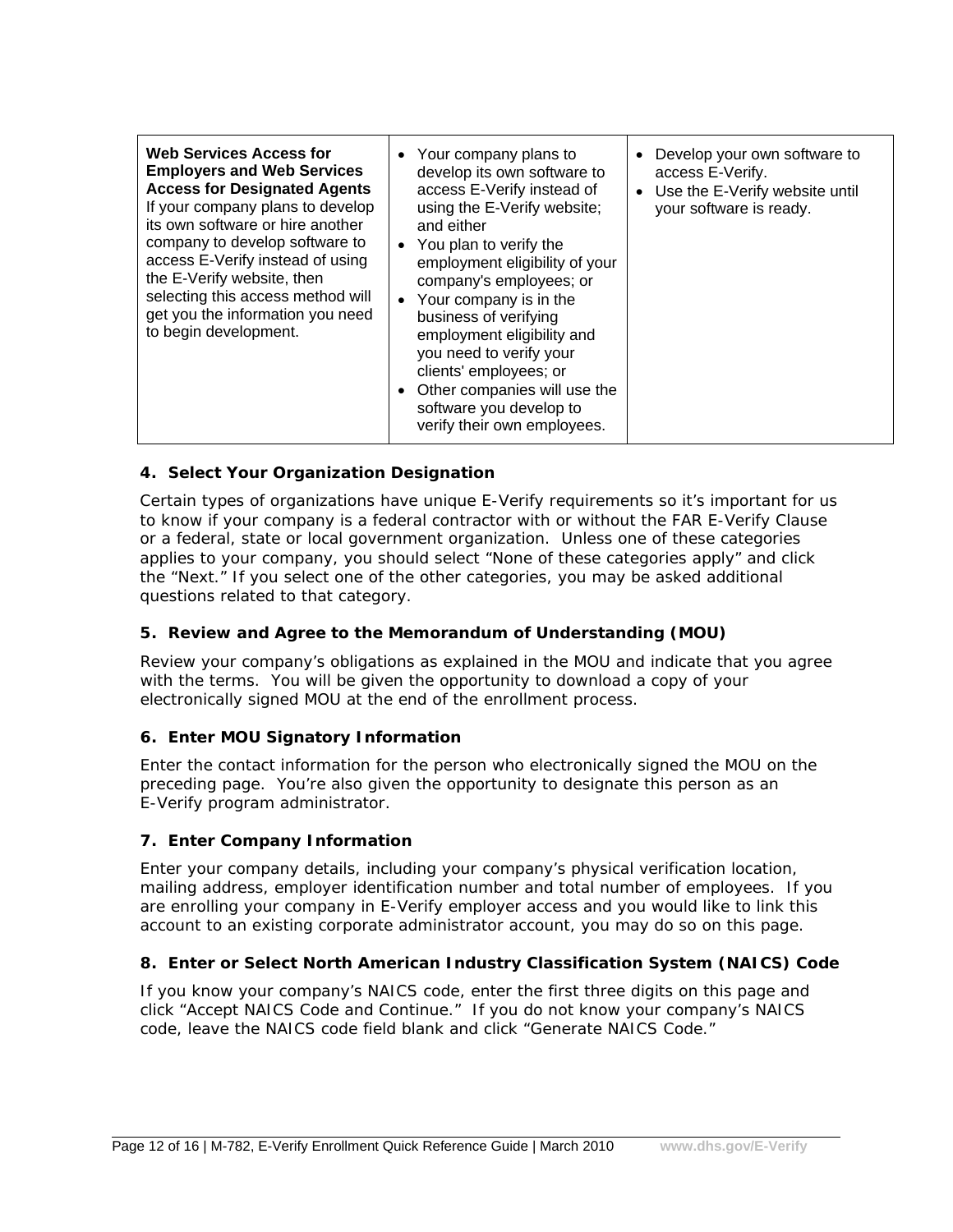| **Web Services Access for Employers and Web Services Access for Designated Agents** If your company plans to develop its own software or hire another company to develop software to access E-Verify instead of using the E-Verify website, then selecting this access method will get you the information you need to begin development. | • Your company plans to develop its own software to access E-Verify instead of using the E-Verify website; and either<br>• You plan to verify the employment eligibility of your company's employees; or<br>• Your company is in the business of verifying employment eligibility and you need to verify your clients' employees; or<br>• Other companies will use the software you develop to verify their own employees. | • Develop your own software to access E-Verify.<br>• Use the E-Verify website until your software is ready. |
|---|---|---|

**4. Select Your Organization Designation**

Certain types of organizations have unique E-Verify requirements so it's important for us to know if your company is a federal contractor with or without the FAR E-Verify Clause or a federal, state or local government organization. Unless one of these categories applies to your company, you should select "None of these categories apply" and click the "Next." If you select one of the other categories, you may be asked additional questions related to that category.

**5. Review and Agree to the Memorandum of Understanding (MOU)**

Review your company's obligations as explained in the MOU and indicate that you agree with the terms. You will be given the opportunity to download a copy of your electronically signed MOU at the end of the enrollment process.

**6. Enter MOU Signatory Information**

Enter the contact information for the person who electronically signed the MOU on the preceding page. You're also given the opportunity to designate this person as an E-Verify program administrator.

**7. Enter Company Information**

Enter your company details, including your company's physical verification location, mailing address, employer identification number and total number of employees. If you are enrolling your company in E-Verify employer access and you would like to link this account to an existing corporate administrator account, you may do so on this page.

**8. Enter or Select North American Industry Classification System (NAICS) Code**

If you know your company's NAICS code, enter the first three digits on this page and click "Accept NAICS Code and Continue." If you do not know your company's NAICS code, leave the NAICS code field blank and click "Generate NAICS Code."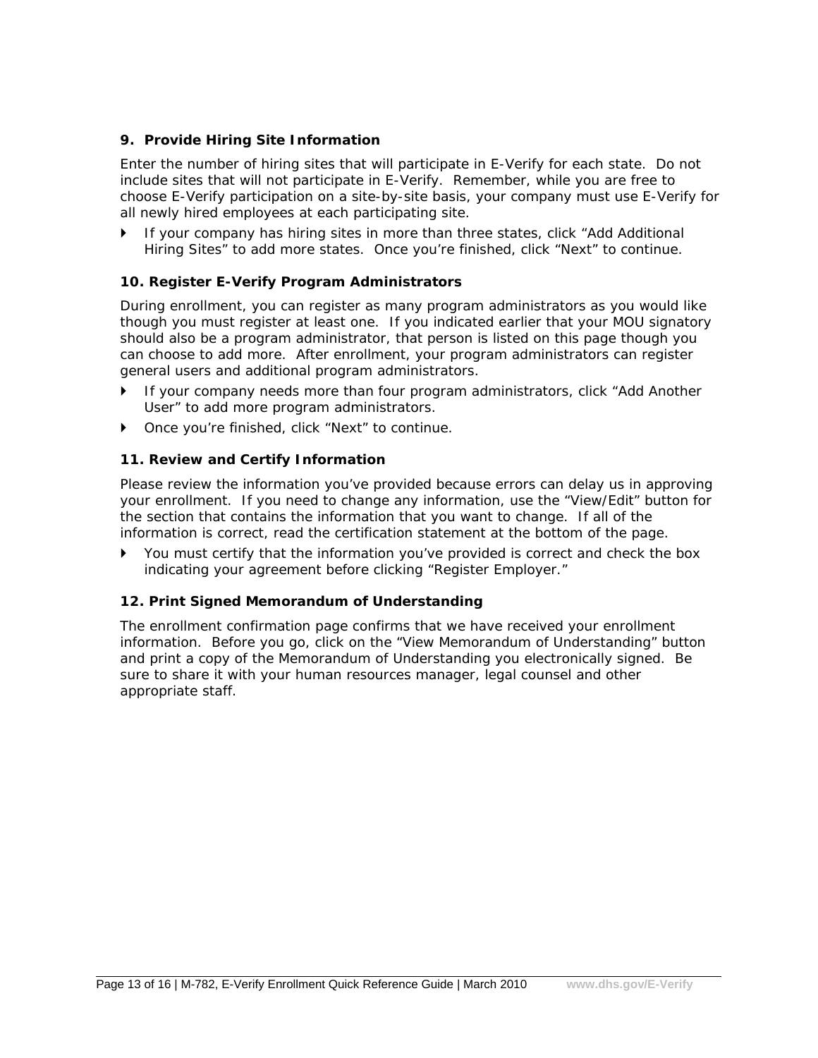### 9. Provide Hiring Site Information

Enter the number of hiring sites that will participate in E-Verify for each state. Do not include sites that will not participate in E-Verify. Remember, while you are free to choose E-Verify participation on a site-by-site basis, your company must use E-Verify for all newly hired employees at each participating site.

- If your company has hiring sites in more than three states, click “Add Additional Hiring Sites” to add more states. Once you’re finished, click “Next” to continue.

### 10. Register E-Verify Program Administrators

During enrollment, you can register as many program administrators as you would like though you must register at least one. If you indicated earlier that your MOU signatory should also be a program administrator, that person is listed on this page though you can choose to add more. After enrollment, your program administrators can register general users and additional program administrators.

- If your company needs more than four program administrators, click “Add Another User” to add more program administrators.
- Once you’re finished, click “Next” to continue.

### 11. Review and Certify Information

Please review the information you’ve provided because errors can delay us in approving your enrollment. If you need to change any information, use the “View/Edit” button for the section that contains the information that you want to change. If all of the information is correct, read the certification statement at the bottom of the page.

- You must certify that the information you’ve provided is correct and check the box indicating your agreement before clicking “Register Employer.”

### 12. Print Signed Memorandum of Understanding

The enrollment confirmation page confirms that we have received your enrollment information. Before you go, click on the “View Memorandum of Understanding” button and print a copy of the Memorandum of Understanding you electronically signed. Be sure to share it with your human resources manager, legal counsel and other appropriate staff.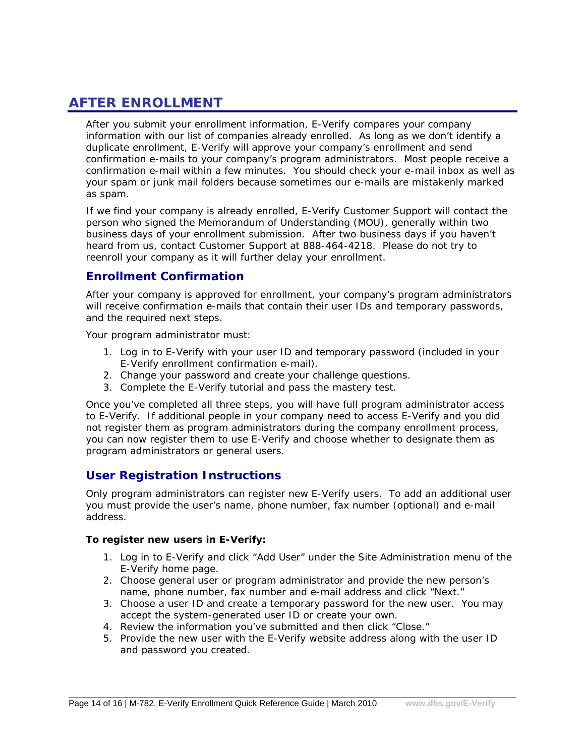# AFTER ENROLLMENT

After you submit your enrollment information, E-Verify compares your company information with our list of companies already enrolled. As long as we don't identify a duplicate enrollment, E-Verify will approve your company's enrollment and send confirmation e-mails to your company's program administrators. Most people receive a confirmation e-mail within a few minutes. You should check your e-mail inbox as well as your spam or junk mail folders because sometimes our e-mails are mistakenly marked as spam.

If we find your company is already enrolled, E-Verify Customer Support will contact the person who signed the Memorandum of Understanding (MOU), generally within two business days of your enrollment submission. After two business days if you haven't heard from us, contact Customer Support at 888-464-4218. Please do not try to reenroll your company as it will further delay your enrollment.

## Enrollment Confirmation

After your company is approved for enrollment, your company's program administrators will receive confirmation e-mails that contain their user IDs and temporary passwords, and the required next steps.

Your program administrator must:

1. Log in to E-Verify with your user ID and temporary password (included in your E-Verify enrollment confirmation e-mail).
2. Change your password and create your challenge questions.
3. Complete the E-Verify tutorial and pass the mastery test.

Once you've completed all three steps, you will have full program administrator access to E-Verify. If additional people in your company need to access E-Verify and you did not register them as program administrators during the company enrollment process, you can now register them to use E-Verify and choose whether to designate them as program administrators or general users.

## User Registration Instructions

Only program administrators can register new E-Verify users. To add an additional user you must provide the user's name, phone number, fax number (optional) and e-mail address.

**To register new users in E-Verify:**

1. Log in to E-Verify and click "Add User" under the Site Administration menu of the E-Verify home page.
2. Choose general user or program administrator and provide the new person's name, phone number, fax number and e-mail address and click "Next."
3. Choose a user ID and create a temporary password for the new user. You may accept the system-generated user ID or create your own.
4. Review the information you've submitted and then click "Close."
5. Provide the new user with the E-Verify website address along with the user ID and password you created.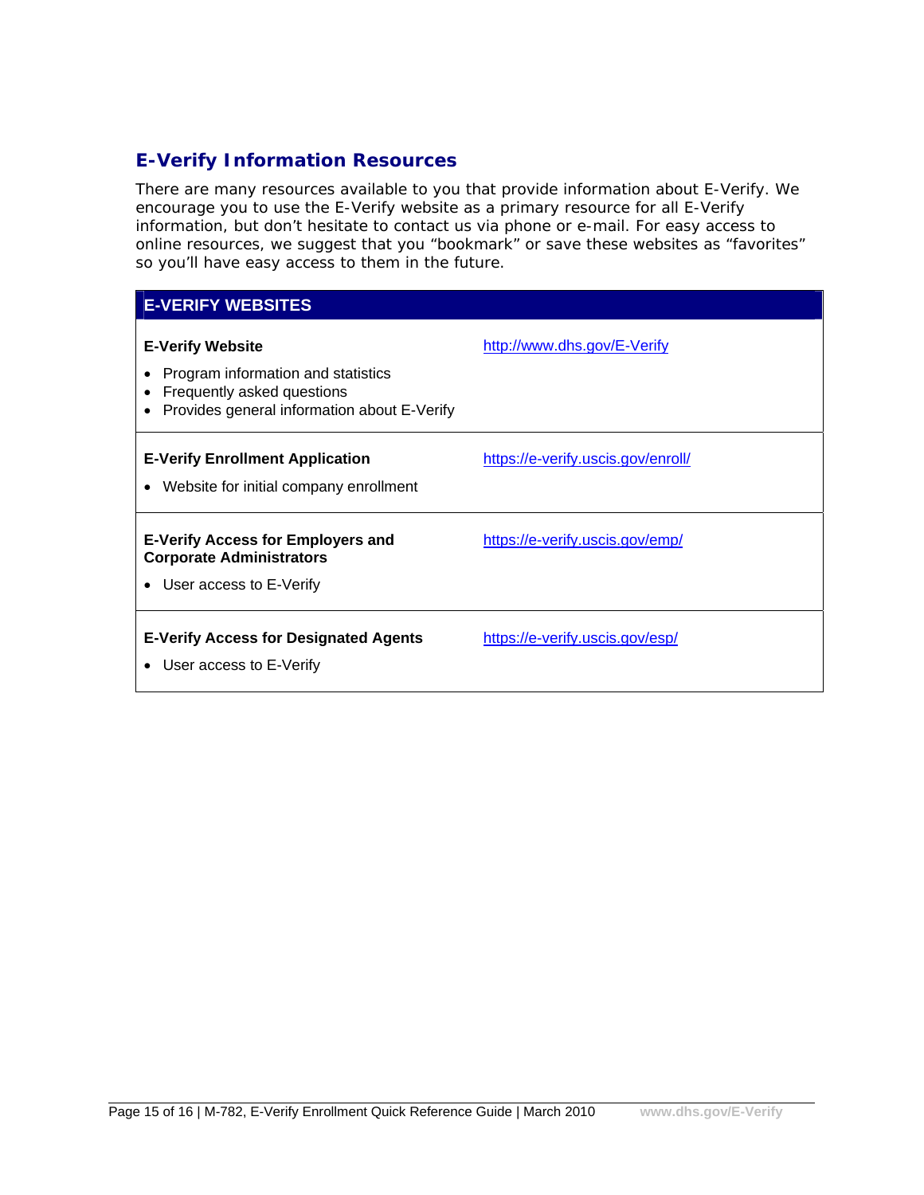## E-Verify Information Resources

There are many resources available to you that provide information about E-Verify. We encourage you to use the E-Verify website as a primary resource for all E-Verify information, but don't hesitate to contact us via phone or e-mail. For easy access to online resources, we suggest that you "bookmark" or save these websites as "favorites" so you'll have easy access to them in the future.

| E-VERIFY WEBSITES | |
|---|---|
| **E-Verify Website**<br>• Program information and statistics<br>• Frequently asked questions<br>• Provides general information about E-Verify | http://www.dhs.gov/E-Verify |
| **E-Verify Enrollment Application**<br>• Website for initial company enrollment | https://e-verify.uscis.gov/enroll/ |
| **E-Verify Access for Employers and Corporate Administrators**<br>• User access to E-Verify | https://e-verify.uscis.gov/emp/ |
| **E-Verify Access for Designated Agents**<br>• User access to E-Verify | https://e-verify.uscis.gov/esp/ |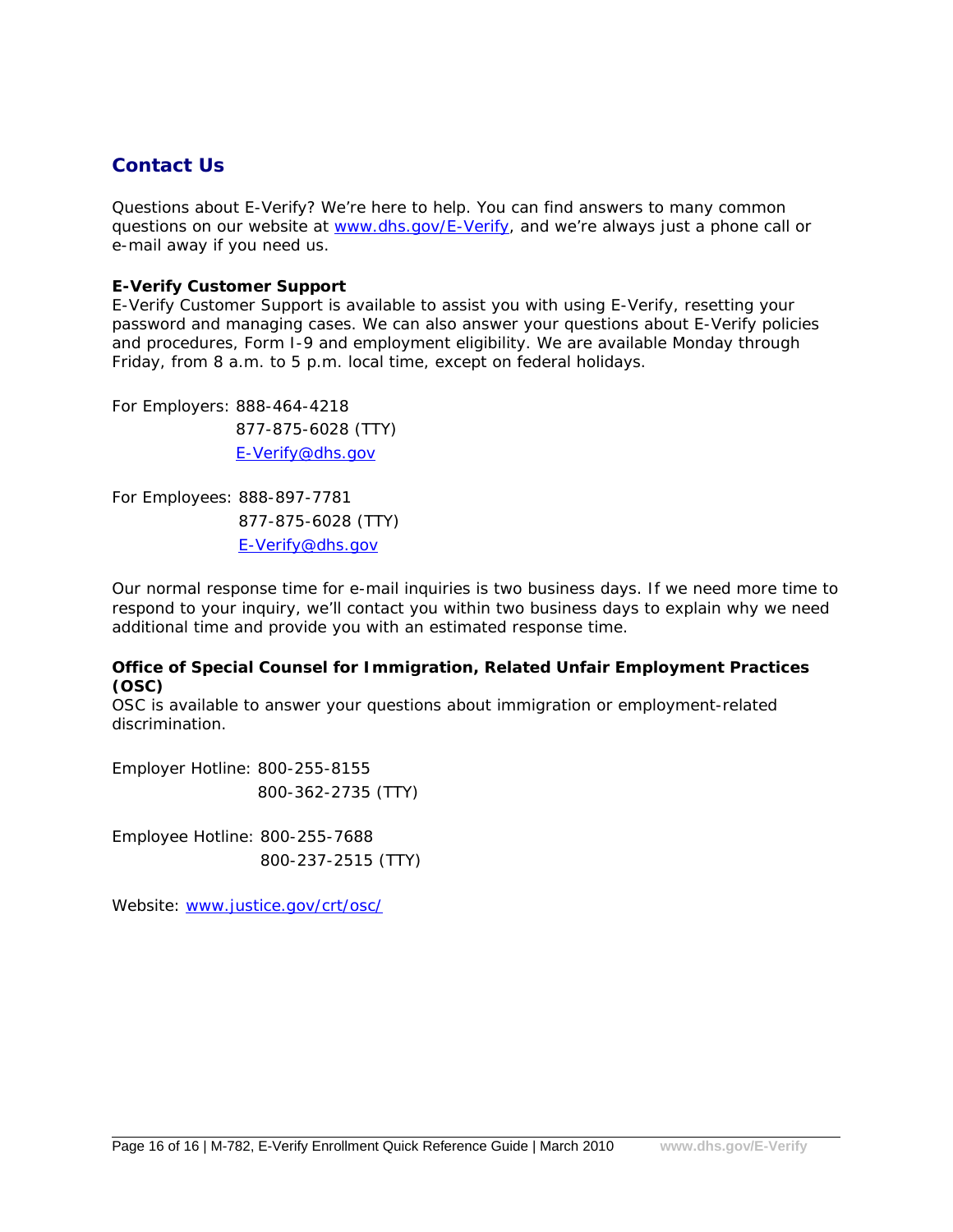## Contact Us

Questions about E-Verify? We're here to help. You can find answers to many common questions on our website at www.dhs.gov/E-Verify, and we're always just a phone call or e-mail away if you need us.

**E-Verify Customer Support**
E-Verify Customer Support is available to assist you with using E-Verify, resetting your password and managing cases. We can also answer your questions about E-Verify policies and procedures, Form I-9 and employment eligibility. We are available Monday through Friday, from 8 a.m. to 5 p.m. local time, except on federal holidays.

For Employers: 888-464-4218
877-875-6028 (TTY)
E-Verify@dhs.gov

For Employees: 888-897-7781
877-875-6028 (TTY)
E-Verify@dhs.gov

Our normal response time for e-mail inquiries is two business days. If we need more time to respond to your inquiry, we'll contact you within two business days to explain why we need additional time and provide you with an estimated response time.

**Office of Special Counsel for Immigration, Related Unfair Employment Practices (OSC)**
OSC is available to answer your questions about immigration or employment-related discrimination.

Employer Hotline: 800-255-8155
800-362-2735 (TTY)

Employee Hotline: 800-255-7688
800-237-2515 (TTY)

Website: www.justice.gov/crt/osc/